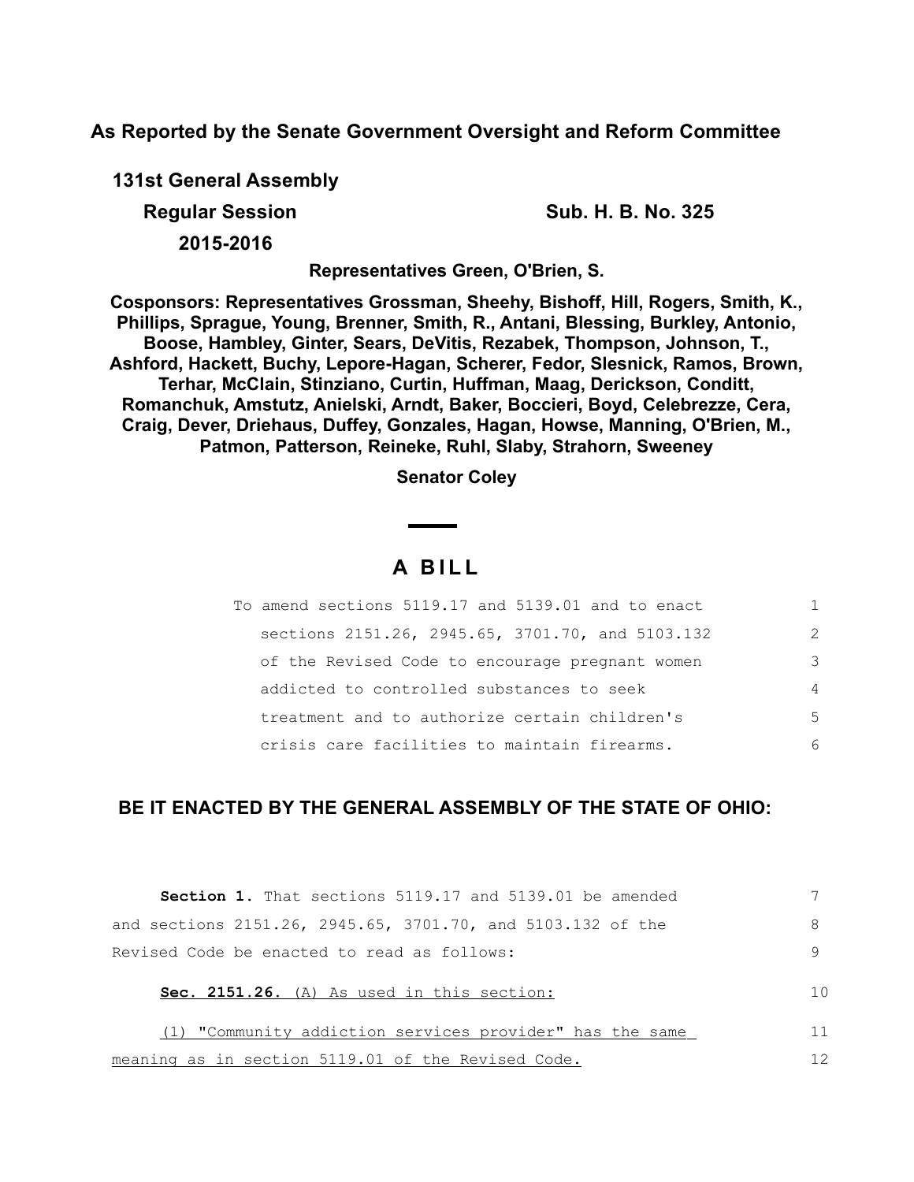**As Reported by the Senate Government Oversight and Reform Committee**

**131st General Assembly**

**Regular Session** **Sub. H. B. No. 325**

**2015-2016**

**Representatives Green, O'Brien, S.**

**Cosponsors: Representatives Grossman, Sheehy, Bishoff, Hill, Rogers, Smith, K., Phillips, Sprague, Young, Brenner, Smith, R., Antani, Blessing, Burkley, Antonio, Boose, Hambley, Ginter, Sears, DeVitis, Rezabek, Thompson, Johnson, T., Ashford, Hackett, Buchy, Lepore-Hagan, Scherer, Fedor, Slesnick, Ramos, Brown, Terhar, McClain, Stinziano, Curtin, Huffman, Maag, Derickson, Conditt, Romanchuk, Amstutz, Anielski, Arndt, Baker, Boccieri, Boyd, Celebrezze, Cera, Craig, Dever, Driehaus, Duffey, Gonzales, Hagan, Howse, Manning, O'Brien, M., Patmon, Patterson, Reineke, Ruhl, Slaby, Strahorn, Sweeney**

**Senator Coley**

# A BILL

To amend sections 5119.17 and 5139.01 and to enact sections 2151.26, 2945.65, 3701.70, and 5103.132 of the Revised Code to encourage pregnant women addicted to controlled substances to seek treatment and to authorize certain children's crisis care facilities to maintain firearms.

**BE IT ENACTED BY THE GENERAL ASSEMBLY OF THE STATE OF OHIO:**

**Section 1.** That sections 5119.17 and 5139.01 be amended and sections 2151.26, 2945.65, 3701.70, and 5103.132 of the Revised Code be enacted to read as follows:

**Sec. 2151.26.** (A) As used in this section:

(1) "Community addiction services provider" has the same meaning as in section 5119.01 of the Revised Code.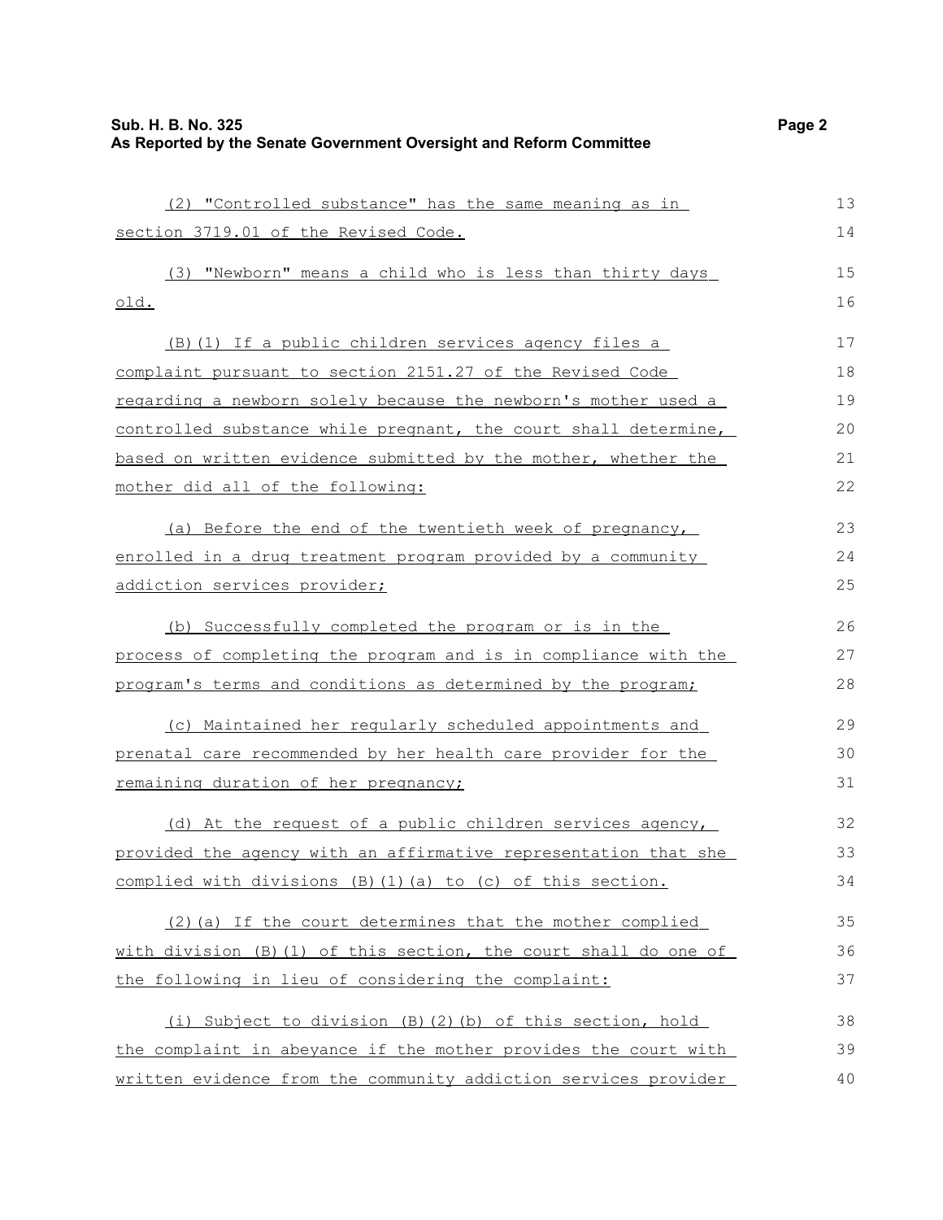(2) "Controlled substance" has the same meaning as in section 3719.01 of the Revised Code.

(3) "Newborn" means a child who is less than thirty days old.

(B)(1) If a public children services agency files a complaint pursuant to section 2151.27 of the Revised Code regarding a newborn solely because the newborn's mother used a controlled substance while pregnant, the court shall determine, based on written evidence submitted by the mother, whether the mother did all of the following:

(a) Before the end of the twentieth week of pregnancy, enrolled in a drug treatment program provided by a community addiction services provider;

(b) Successfully completed the program or is in the process of completing the program and is in compliance with the program's terms and conditions as determined by the program;

(c) Maintained her regularly scheduled appointments and prenatal care recommended by her health care provider for the remaining duration of her pregnancy;

(d) At the request of a public children services agency, provided the agency with an affirmative representation that she complied with divisions (B)(1)(a) to (c) of this section.

(2)(a) If the court determines that the mother complied with division (B)(1) of this section, the court shall do one of the following in lieu of considering the complaint:

(i) Subject to division (B)(2)(b) of this section, hold the complaint in abeyance if the mother provides the court with written evidence from the community addiction services provider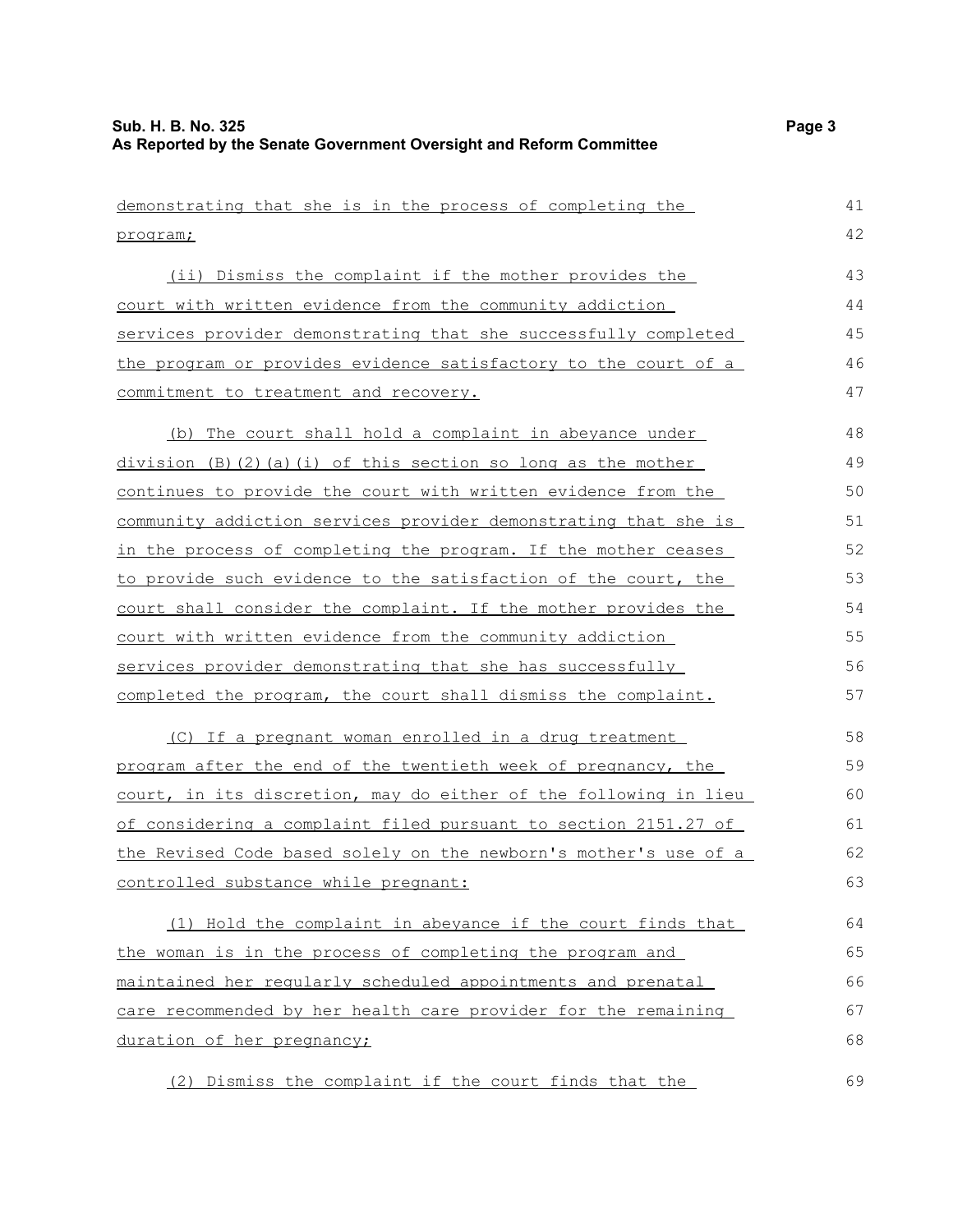demonstrating that she is in the process of completing the program;

(ii) Dismiss the complaint if the mother provides the court with written evidence from the community addiction services provider demonstrating that she successfully completed the program or provides evidence satisfactory to the court of a commitment to treatment and recovery.

(b) The court shall hold a complaint in abeyance under division (B)(2)(a)(i) of this section so long as the mother continues to provide the court with written evidence from the community addiction services provider demonstrating that she is in the process of completing the program. If the mother ceases to provide such evidence to the satisfaction of the court, the court shall consider the complaint. If the mother provides the court with written evidence from the community addiction services provider demonstrating that she has successfully completed the program, the court shall dismiss the complaint.

(C) If a pregnant woman enrolled in a drug treatment program after the end of the twentieth week of pregnancy, the court, in its discretion, may do either of the following in lieu of considering a complaint filed pursuant to section 2151.27 of the Revised Code based solely on the newborn's mother's use of a controlled substance while pregnant:

(1) Hold the complaint in abeyance if the court finds that the woman is in the process of completing the program and maintained her regularly scheduled appointments and prenatal care recommended by her health care provider for the remaining duration of her pregnancy;

(2) Dismiss the complaint if the court finds that the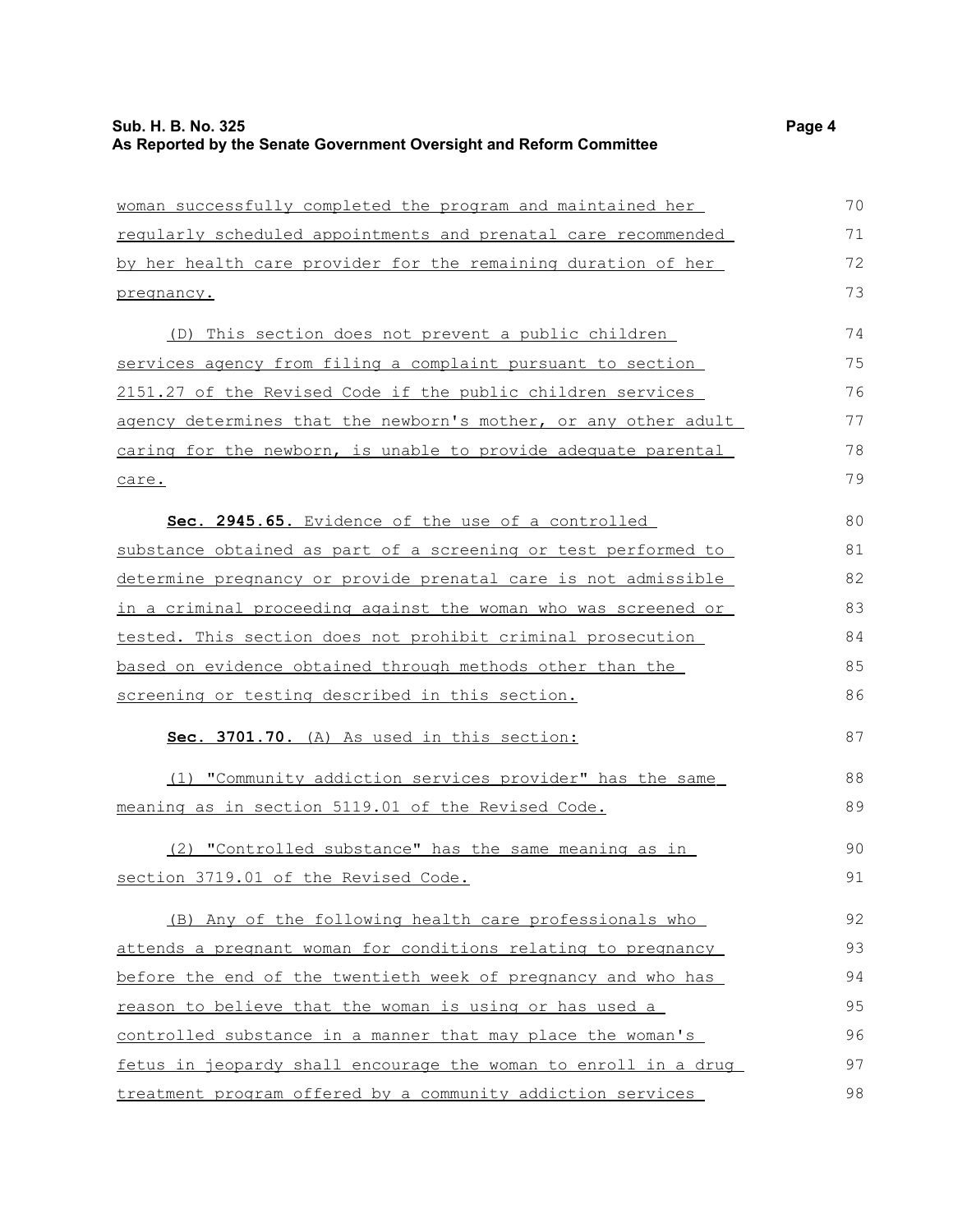woman successfully completed the program and maintained her regularly scheduled appointments and prenatal care recommended by her health care provider for the remaining duration of her pregnancy.

(D) This section does not prevent a public children services agency from filing a complaint pursuant to section 2151.27 of the Revised Code if the public children services agency determines that the newborn's mother, or any other adult caring for the newborn, is unable to provide adequate parental care.

**Sec. 2945.65.** Evidence of the use of a controlled substance obtained as part of a screening or test performed to determine pregnancy or provide prenatal care is not admissible in a criminal proceeding against the woman who was screened or tested. This section does not prohibit criminal prosecution based on evidence obtained through methods other than the screening or testing described in this section.

**Sec. 3701.70.** (A) As used in this section:

(1) "Community addiction services provider" has the same meaning as in section 5119.01 of the Revised Code.

(2) "Controlled substance" has the same meaning as in section 3719.01 of the Revised Code.

(B) Any of the following health care professionals who attends a pregnant woman for conditions relating to pregnancy before the end of the twentieth week of pregnancy and who has reason to believe that the woman is using or has used a controlled substance in a manner that may place the woman's fetus in jeopardy shall encourage the woman to enroll in a drug treatment program offered by a community addiction services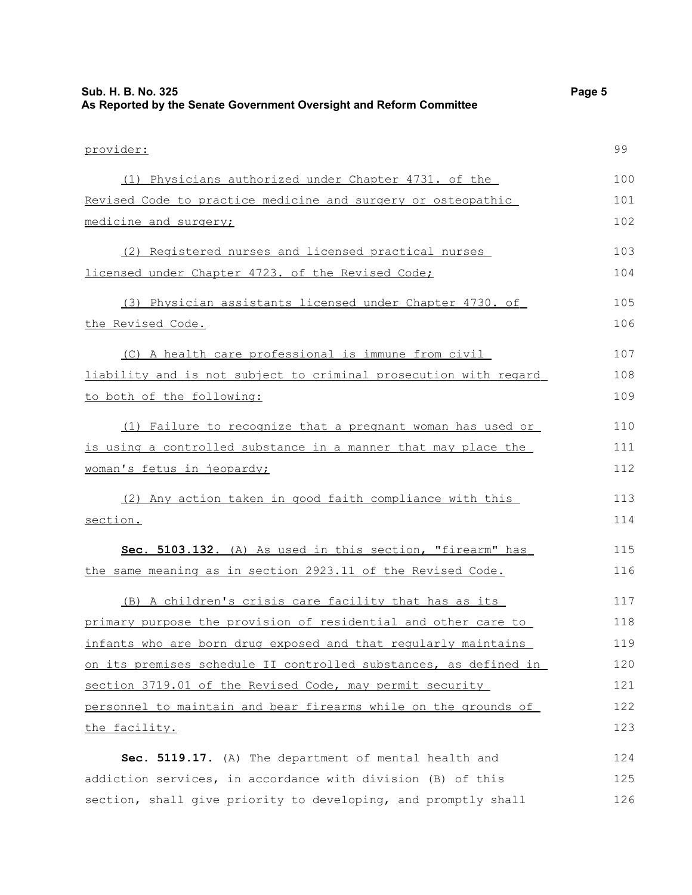provider:

(1) Physicians authorized under Chapter 4731. of the Revised Code to practice medicine and surgery or osteopathic medicine and surgery;

(2) Registered nurses and licensed practical nurses licensed under Chapter 4723. of the Revised Code;

(3) Physician assistants licensed under Chapter 4730. of the Revised Code.

(C) A health care professional is immune from civil liability and is not subject to criminal prosecution with regard to both of the following:

(1) Failure to recognize that a pregnant woman has used or is using a controlled substance in a manner that may place the woman's fetus in jeopardy;

(2) Any action taken in good faith compliance with this section.

**Sec. 5103.132.** (A) As used in this section, "firearm" has the same meaning as in section 2923.11 of the Revised Code.

(B) A children's crisis care facility that has as its primary purpose the provision of residential and other care to infants who are born drug exposed and that regularly maintains on its premises schedule II controlled substances, as defined in section 3719.01 of the Revised Code, may permit security personnel to maintain and bear firearms while on the grounds of the facility.

**Sec. 5119.17.** (A) The department of mental health and addiction services, in accordance with division (B) of this section, shall give priority to developing, and promptly shall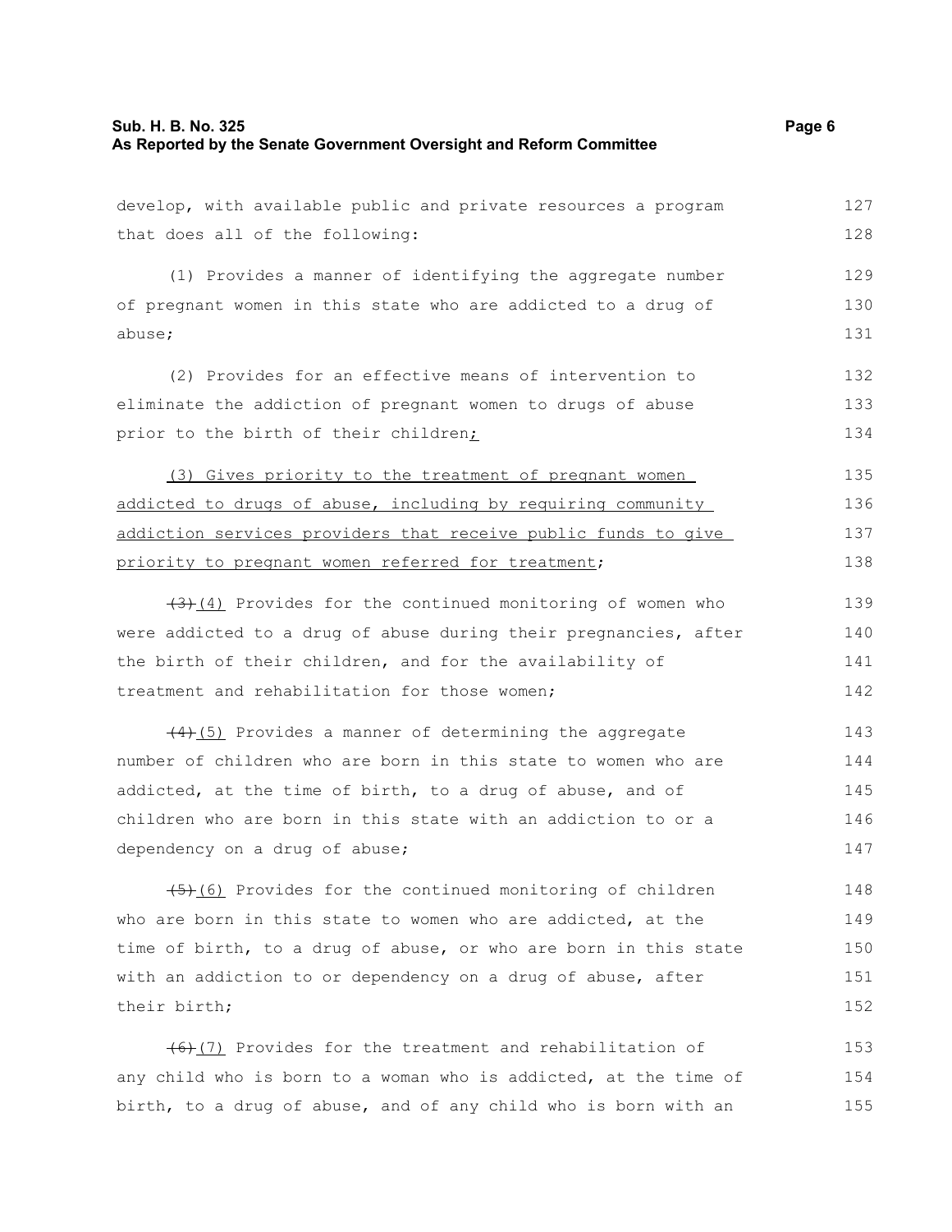develop, with available public and private resources a program that does all of the following:

(1) Provides a manner of identifying the aggregate number of pregnant women in this state who are addicted to a drug of abuse;

(2) Provides for an effective means of intervention to eliminate the addiction of pregnant women to drugs of abuse prior to the birth of their children<u>;</u>

<u>(3) Gives priority to the treatment of pregnant women addicted to drugs of abuse, including by requiring community addiction services providers that receive public funds to give priority to pregnant women referred for treatment</u>;

~~(3)~~<u>(4)</u> Provides for the continued monitoring of women who were addicted to a drug of abuse during their pregnancies, after the birth of their children, and for the availability of treatment and rehabilitation for those women;

~~(4)~~<u>(5)</u> Provides a manner of determining the aggregate number of children who are born in this state to women who are addicted, at the time of birth, to a drug of abuse, and of children who are born in this state with an addiction to or a dependency on a drug of abuse;

~~(5)~~<u>(6)</u> Provides for the continued monitoring of children who are born in this state to women who are addicted, at the time of birth, to a drug of abuse, or who are born in this state with an addiction to or dependency on a drug of abuse, after their birth;

~~(6)~~<u>(7)</u> Provides for the treatment and rehabilitation of any child who is born to a woman who is addicted, at the time of birth, to a drug of abuse, and of any child who is born with an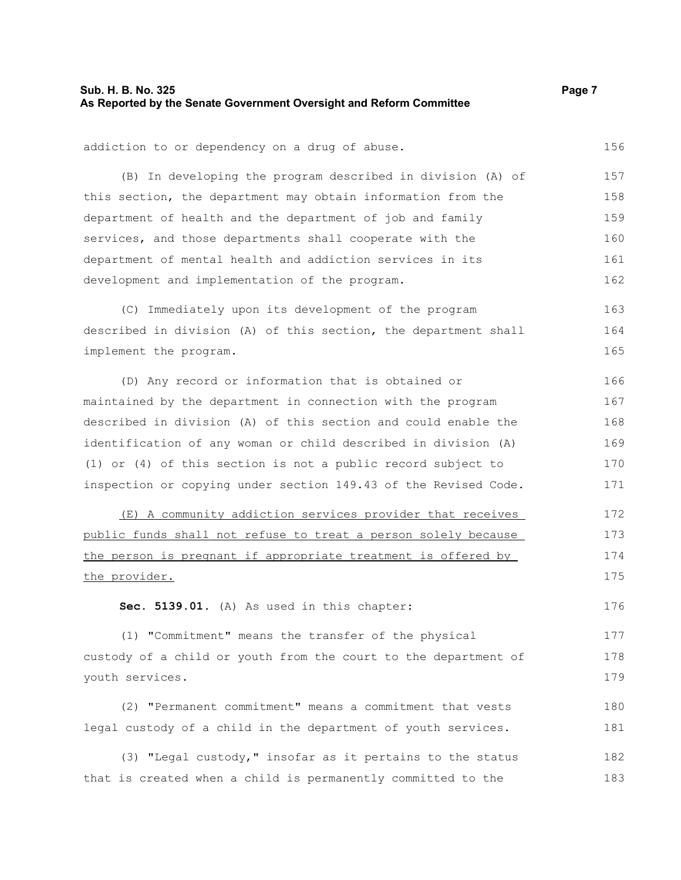addiction to or dependency on a drug of abuse.

(B) In developing the program described in division (A) of this section, the department may obtain information from the department of health and the department of job and family services, and those departments shall cooperate with the department of mental health and addiction services in its development and implementation of the program.

(C) Immediately upon its development of the program described in division (A) of this section, the department shall implement the program.

(D) Any record or information that is obtained or maintained by the department in connection with the program described in division (A) of this section and could enable the identification of any woman or child described in division (A)(1) or (4) of this section is not a public record subject to inspection or copying under section 149.43 of the Revised Code.

<u>(E) A community addiction services provider that receives public funds shall not refuse to treat a person solely because the person is pregnant if appropriate treatment is offered by the provider.</u>

**Sec. 5139.01.** (A) As used in this chapter:

(1) "Commitment" means the transfer of the physical custody of a child or youth from the court to the department of youth services.

(2) "Permanent commitment" means a commitment that vests legal custody of a child in the department of youth services.

(3) "Legal custody," insofar as it pertains to the status that is created when a child is permanently committed to the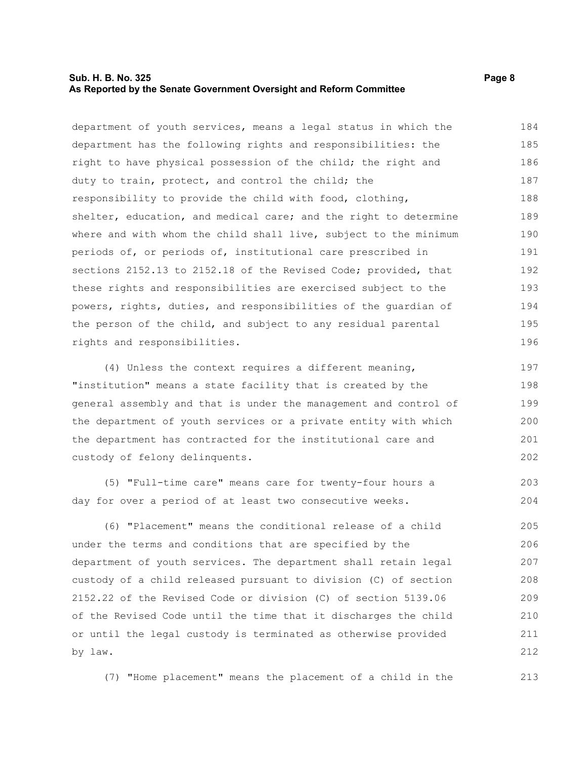department of youth services, means a legal status in which the department has the following rights and responsibilities: the right to have physical possession of the child; the right and duty to train, protect, and control the child; the responsibility to provide the child with food, clothing, shelter, education, and medical care; and the right to determine where and with whom the child shall live, subject to the minimum periods of, or periods of, institutional care prescribed in sections 2152.13 to 2152.18 of the Revised Code; provided, that these rights and responsibilities are exercised subject to the powers, rights, duties, and responsibilities of the guardian of the person of the child, and subject to any residual parental rights and responsibilities.

(4) Unless the context requires a different meaning, "institution" means a state facility that is created by the general assembly and that is under the management and control of the department of youth services or a private entity with which the department has contracted for the institutional care and custody of felony delinquents.

(5) "Full-time care" means care for twenty-four hours a day for over a period of at least two consecutive weeks.

(6) "Placement" means the conditional release of a child under the terms and conditions that are specified by the department of youth services. The department shall retain legal custody of a child released pursuant to division (C) of section 2152.22 of the Revised Code or division (C) of section 5139.06 of the Revised Code until the time that it discharges the child or until the legal custody is terminated as otherwise provided by law.

(7) "Home placement" means the placement of a child in the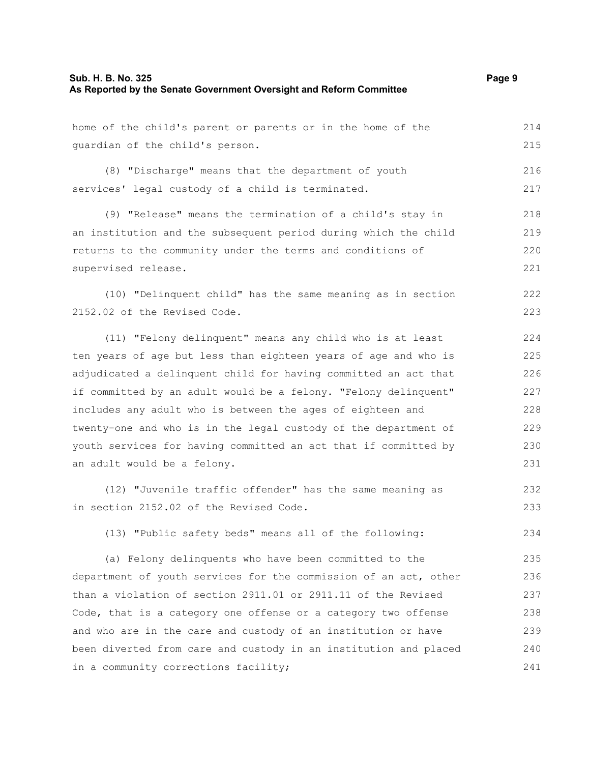home of the child's parent or parents or in the home of the guardian of the child's person.

(8) "Discharge" means that the department of youth services' legal custody of a child is terminated.

(9) "Release" means the termination of a child's stay in an institution and the subsequent period during which the child returns to the community under the terms and conditions of supervised release.

(10) "Delinquent child" has the same meaning as in section 2152.02 of the Revised Code.

(11) "Felony delinquent" means any child who is at least ten years of age but less than eighteen years of age and who is adjudicated a delinquent child for having committed an act that if committed by an adult would be a felony. "Felony delinquent" includes any adult who is between the ages of eighteen and twenty-one and who is in the legal custody of the department of youth services for having committed an act that if committed by an adult would be a felony.

(12) "Juvenile traffic offender" has the same meaning as in section 2152.02 of the Revised Code.

(13) "Public safety beds" means all of the following:

(a) Felony delinquents who have been committed to the department of youth services for the commission of an act, other than a violation of section 2911.01 or 2911.11 of the Revised Code, that is a category one offense or a category two offense and who are in the care and custody of an institution or have been diverted from care and custody in an institution and placed in a community corrections facility;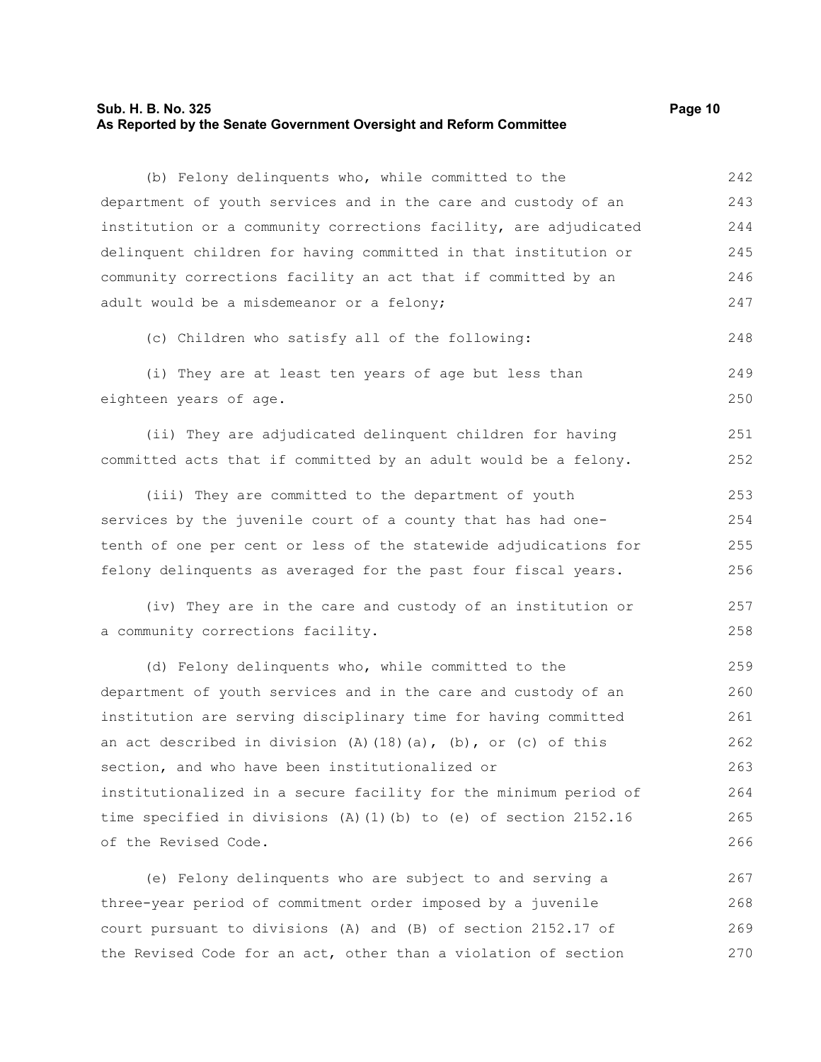(b) Felony delinquents who, while committed to the department of youth services and in the care and custody of an institution or a community corrections facility, are adjudicated delinquent children for having committed in that institution or community corrections facility an act that if committed by an adult would be a misdemeanor or a felony;

(c) Children who satisfy all of the following:

(i) They are at least ten years of age but less than eighteen years of age.

(ii) They are adjudicated delinquent children for having committed acts that if committed by an adult would be a felony.

(iii) They are committed to the department of youth services by the juvenile court of a county that has had one-tenth of one per cent or less of the statewide adjudications for felony delinquents as averaged for the past four fiscal years.

(iv) They are in the care and custody of an institution or a community corrections facility.

(d) Felony delinquents who, while committed to the department of youth services and in the care and custody of an institution are serving disciplinary time for having committed an act described in division (A)(18)(a), (b), or (c) of this section, and who have been institutionalized or institutionalized in a secure facility for the minimum period of time specified in divisions (A)(1)(b) to (e) of section 2152.16 of the Revised Code.

(e) Felony delinquents who are subject to and serving a three-year period of commitment order imposed by a juvenile court pursuant to divisions (A) and (B) of section 2152.17 of the Revised Code for an act, other than a violation of section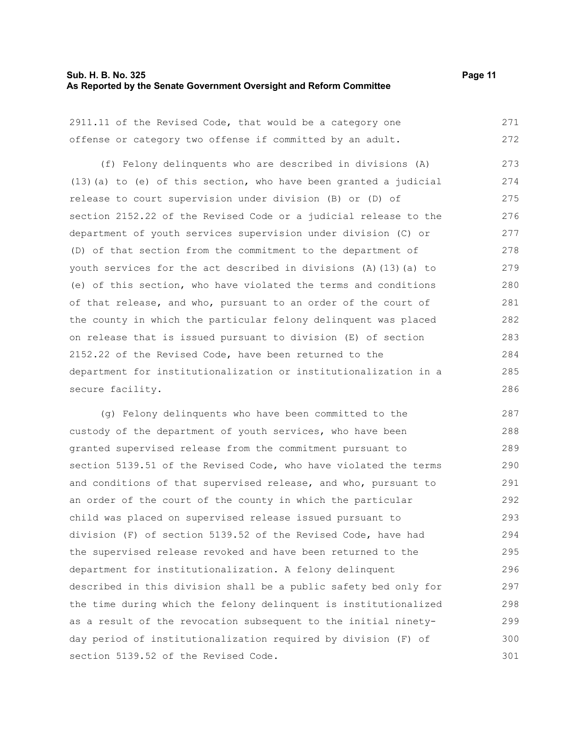2911.11 of the Revised Code, that would be a category one offense or category two offense if committed by an adult.

(f) Felony delinquents who are described in divisions (A)(13)(a) to (e) of this section, who have been granted a judicial release to court supervision under division (B) or (D) of section 2152.22 of the Revised Code or a judicial release to the department of youth services supervision under division (C) or (D) of that section from the commitment to the department of youth services for the act described in divisions (A)(13)(a) to (e) of this section, who have violated the terms and conditions of that release, and who, pursuant to an order of the court of the county in which the particular felony delinquent was placed on release that is issued pursuant to division (E) of section 2152.22 of the Revised Code, have been returned to the department for institutionalization or institutionalization in a secure facility.

(g) Felony delinquents who have been committed to the custody of the department of youth services, who have been granted supervised release from the commitment pursuant to section 5139.51 of the Revised Code, who have violated the terms and conditions of that supervised release, and who, pursuant to an order of the court of the county in which the particular child was placed on supervised release issued pursuant to division (F) of section 5139.52 of the Revised Code, have had the supervised release revoked and have been returned to the department for institutionalization. A felony delinquent described in this division shall be a public safety bed only for the time during which the felony delinquent is institutionalized as a result of the revocation subsequent to the initial ninety-day period of institutionalization required by division (F) of section 5139.52 of the Revised Code.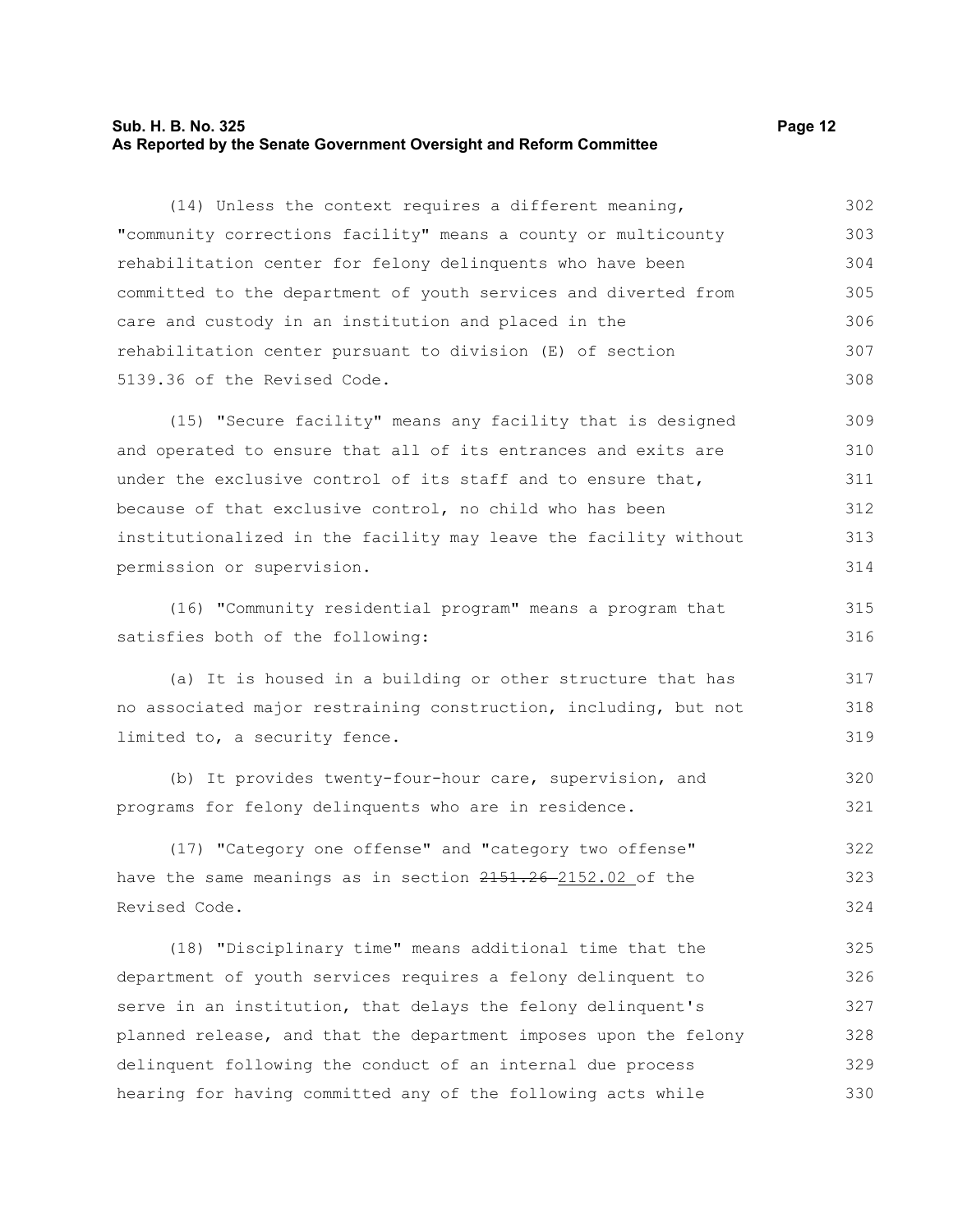(14) Unless the context requires a different meaning, "community corrections facility" means a county or multicounty rehabilitation center for felony delinquents who have been committed to the department of youth services and diverted from care and custody in an institution and placed in the rehabilitation center pursuant to division (E) of section 5139.36 of the Revised Code.

(15) "Secure facility" means any facility that is designed and operated to ensure that all of its entrances and exits are under the exclusive control of its staff and to ensure that, because of that exclusive control, no child who has been institutionalized in the facility may leave the facility without permission or supervision.

(16) "Community residential program" means a program that satisfies both of the following:

(a) It is housed in a building or other structure that has no associated major restraining construction, including, but not limited to, a security fence.

(b) It provides twenty-four-hour care, supervision, and programs for felony delinquents who are in residence.

(17) "Category one offense" and "category two offense" have the same meanings as in section ~~2151.26~~ 2152.02 of the Revised Code.

(18) "Disciplinary time" means additional time that the department of youth services requires a felony delinquent to serve in an institution, that delays the felony delinquent's planned release, and that the department imposes upon the felony delinquent following the conduct of an internal due process hearing for having committed any of the following acts while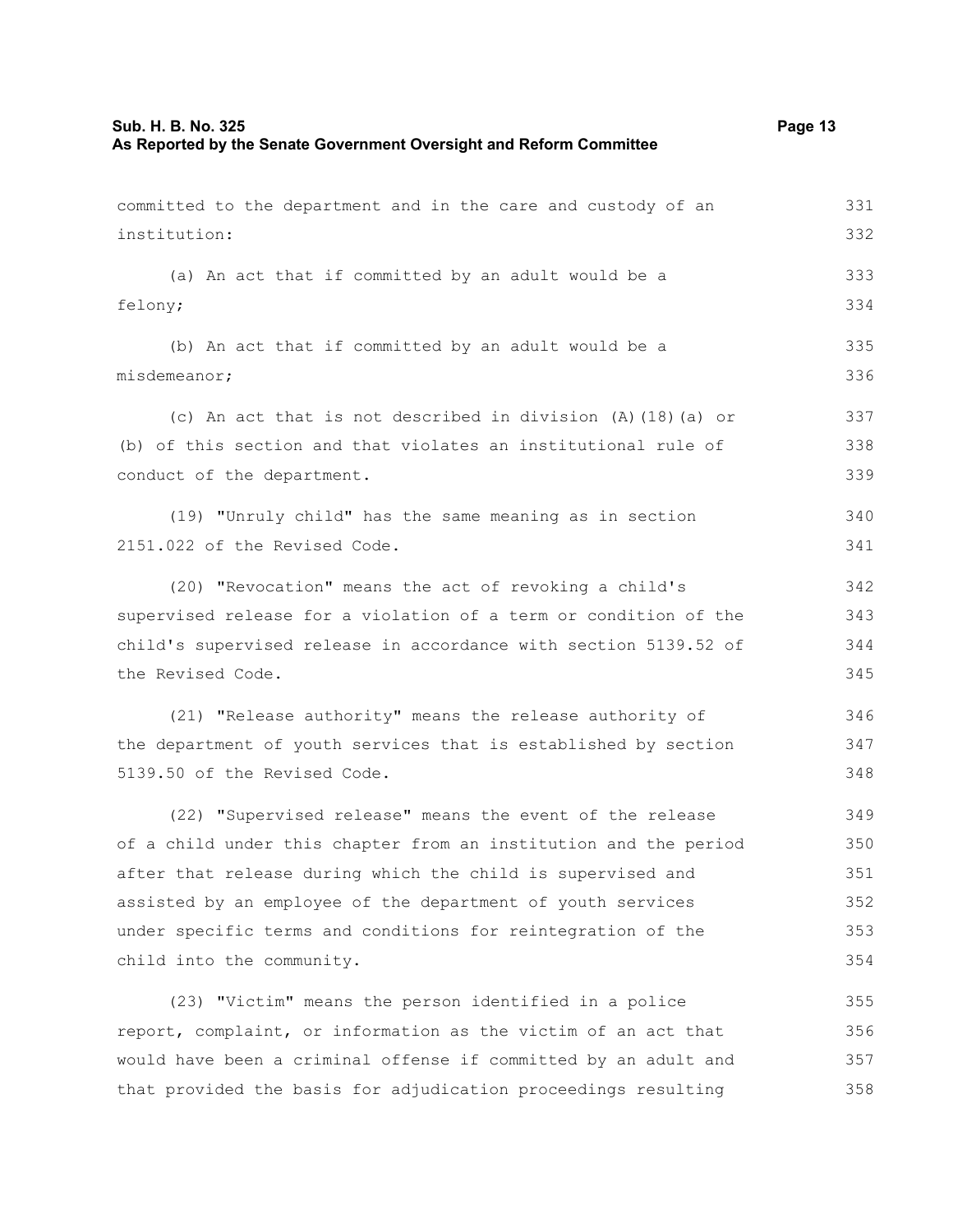committed to the department and in the care and custody of an institution:

(a) An act that if committed by an adult would be a felony;

(b) An act that if committed by an adult would be a misdemeanor;

(c) An act that is not described in division (A)(18)(a) or (b) of this section and that violates an institutional rule of conduct of the department.

(19) "Unruly child" has the same meaning as in section 2151.022 of the Revised Code.

(20) "Revocation" means the act of revoking a child's supervised release for a violation of a term or condition of the child's supervised release in accordance with section 5139.52 of the Revised Code.

(21) "Release authority" means the release authority of the department of youth services that is established by section 5139.50 of the Revised Code.

(22) "Supervised release" means the event of the release of a child under this chapter from an institution and the period after that release during which the child is supervised and assisted by an employee of the department of youth services under specific terms and conditions for reintegration of the child into the community.

(23) "Victim" means the person identified in a police report, complaint, or information as the victim of an act that would have been a criminal offense if committed by an adult and that provided the basis for adjudication proceedings resulting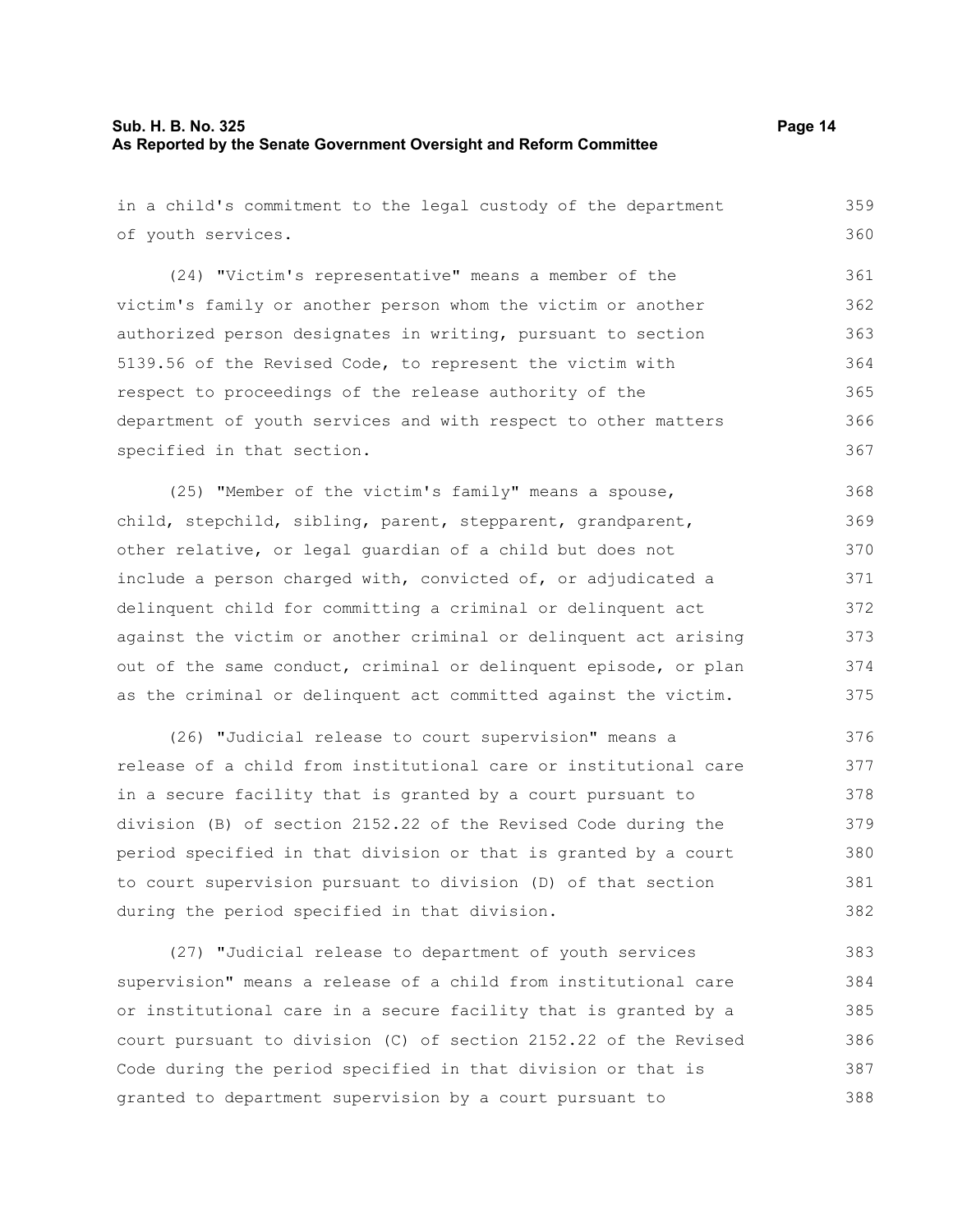in a child's commitment to the legal custody of the department of youth services.

(24) "Victim's representative" means a member of the victim's family or another person whom the victim or another authorized person designates in writing, pursuant to section 5139.56 of the Revised Code, to represent the victim with respect to proceedings of the release authority of the department of youth services and with respect to other matters specified in that section.

(25) "Member of the victim's family" means a spouse, child, stepchild, sibling, parent, stepparent, grandparent, other relative, or legal guardian of a child but does not include a person charged with, convicted of, or adjudicated a delinquent child for committing a criminal or delinquent act against the victim or another criminal or delinquent act arising out of the same conduct, criminal or delinquent episode, or plan as the criminal or delinquent act committed against the victim.

(26) "Judicial release to court supervision" means a release of a child from institutional care or institutional care in a secure facility that is granted by a court pursuant to division (B) of section 2152.22 of the Revised Code during the period specified in that division or that is granted by a court to court supervision pursuant to division (D) of that section during the period specified in that division.

(27) "Judicial release to department of youth services supervision" means a release of a child from institutional care or institutional care in a secure facility that is granted by a court pursuant to division (C) of section 2152.22 of the Revised Code during the period specified in that division or that is granted to department supervision by a court pursuant to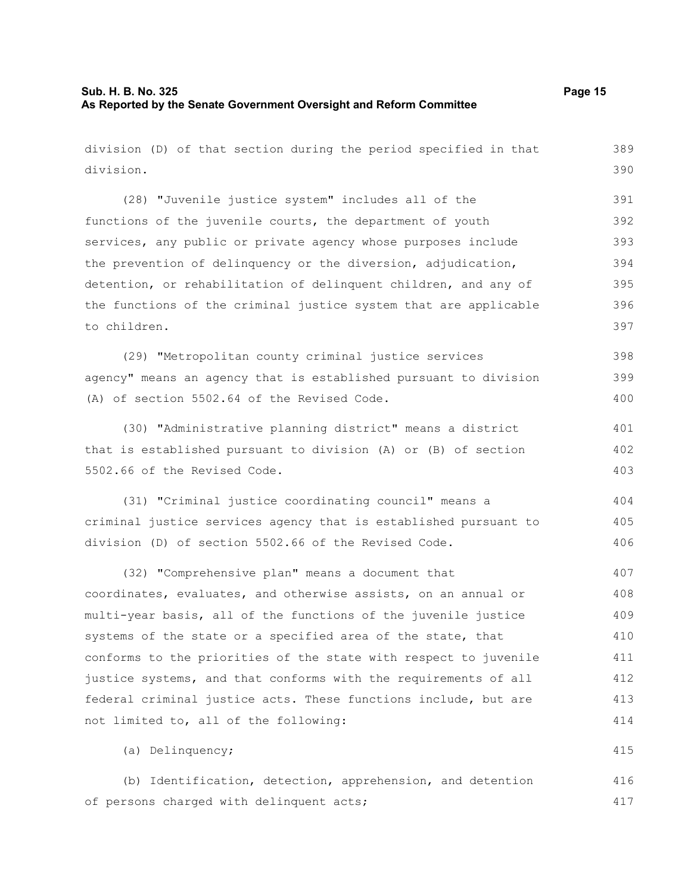division (D) of that section during the period specified in that division.

(28) "Juvenile justice system" includes all of the functions of the juvenile courts, the department of youth services, any public or private agency whose purposes include the prevention of delinquency or the diversion, adjudication, detention, or rehabilitation of delinquent children, and any of the functions of the criminal justice system that are applicable to children.

(29) "Metropolitan county criminal justice services agency" means an agency that is established pursuant to division (A) of section 5502.64 of the Revised Code.

(30) "Administrative planning district" means a district that is established pursuant to division (A) or (B) of section 5502.66 of the Revised Code.

(31) "Criminal justice coordinating council" means a criminal justice services agency that is established pursuant to division (D) of section 5502.66 of the Revised Code.

(32) "Comprehensive plan" means a document that coordinates, evaluates, and otherwise assists, on an annual or multi-year basis, all of the functions of the juvenile justice systems of the state or a specified area of the state, that conforms to the priorities of the state with respect to juvenile justice systems, and that conforms with the requirements of all federal criminal justice acts. These functions include, but are not limited to, all of the following:

(a) Delinquency;

(b) Identification, detection, apprehension, and detention of persons charged with delinquent acts;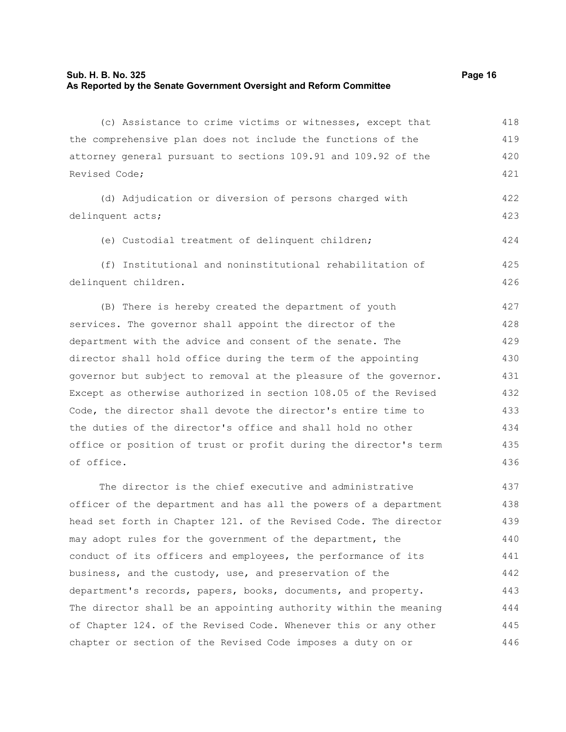(c) Assistance to crime victims or witnesses, except that the comprehensive plan does not include the functions of the attorney general pursuant to sections 109.91 and 109.92 of the Revised Code;

(d) Adjudication or diversion of persons charged with delinquent acts;

(e) Custodial treatment of delinquent children;

(f) Institutional and noninstitutional rehabilitation of delinquent children.

(B) There is hereby created the department of youth services. The governor shall appoint the director of the department with the advice and consent of the senate. The director shall hold office during the term of the appointing governor but subject to removal at the pleasure of the governor. Except as otherwise authorized in section 108.05 of the Revised Code, the director shall devote the director's entire time to the duties of the director's office and shall hold no other office or position of trust or profit during the director's term of office.

The director is the chief executive and administrative officer of the department and has all the powers of a department head set forth in Chapter 121. of the Revised Code. The director may adopt rules for the government of the department, the conduct of its officers and employees, the performance of its business, and the custody, use, and preservation of the department's records, papers, books, documents, and property. The director shall be an appointing authority within the meaning of Chapter 124. of the Revised Code. Whenever this or any other chapter or section of the Revised Code imposes a duty on or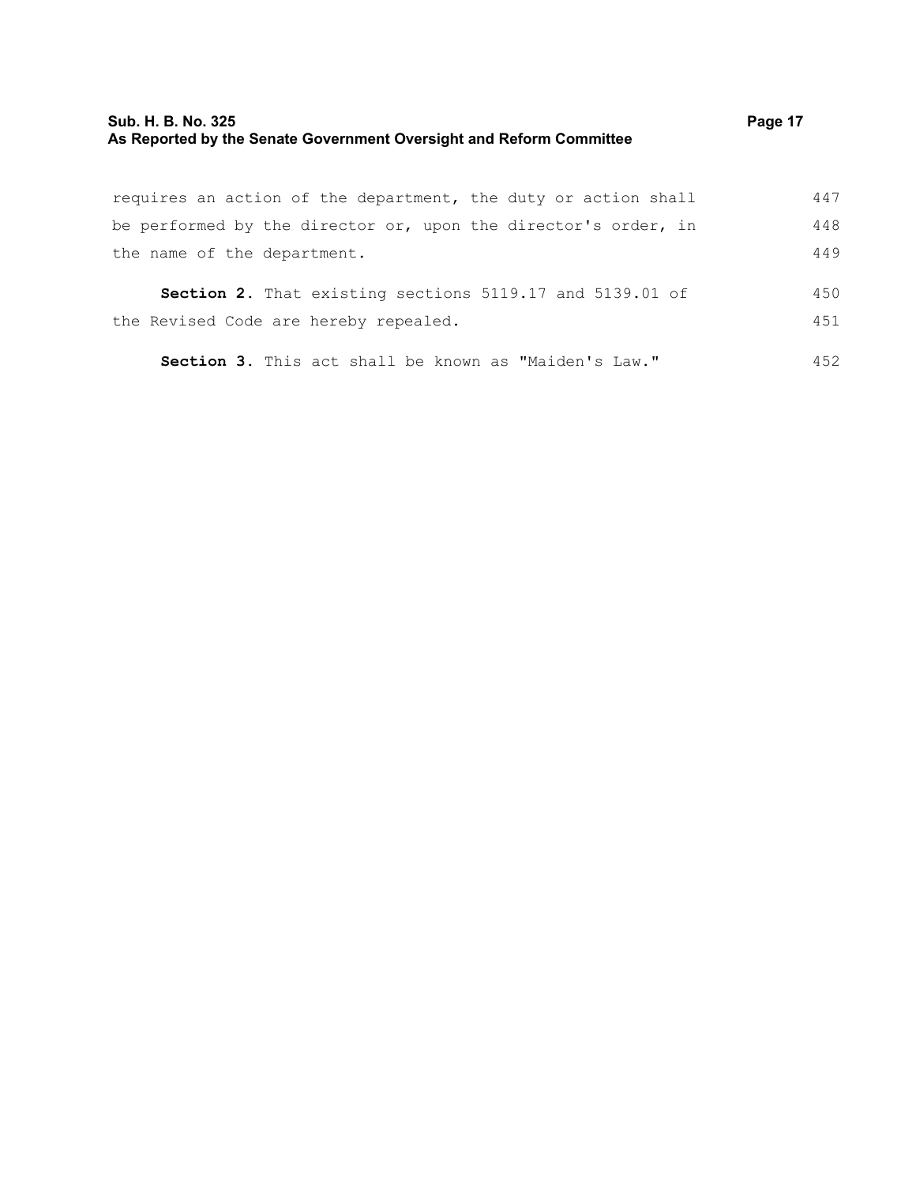requires an action of the department, the duty or action shall be performed by the director or, upon the director's order, in the name of the department.

**Section 2.** That existing sections 5119.17 and 5139.01 of the Revised Code are hereby repealed.

**Section 3.** This act shall be known as "Maiden's Law."